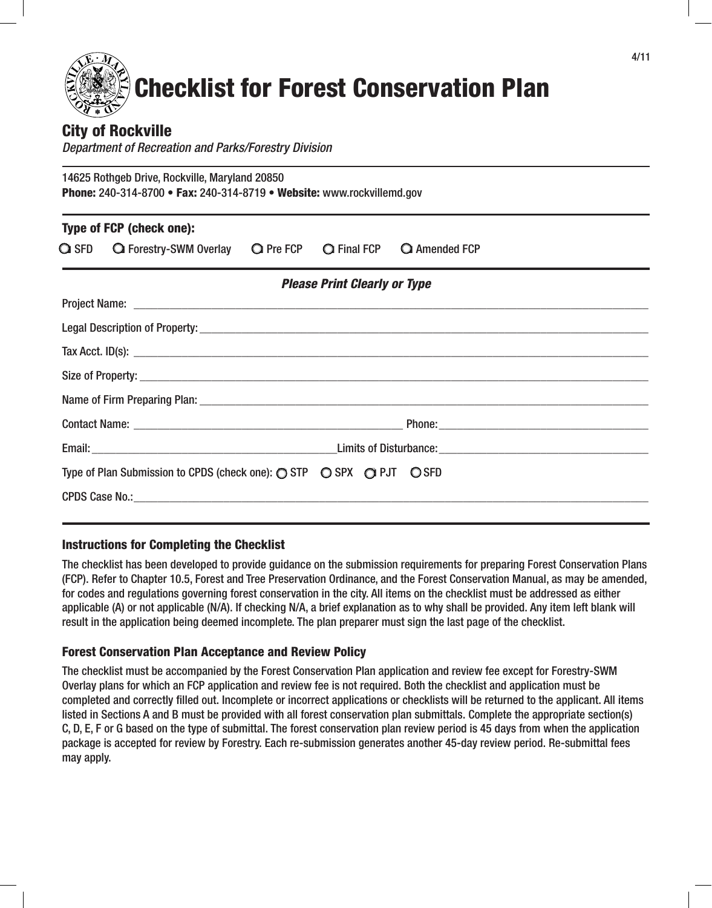# Checklist for Forest Conservation Plan

## City of Rockville

*Department of Recreation and Parks/Forestry Division*

14625 Rothgeb Drive, Rockville, Maryland 20850
**Phone:** 240-314-8700 • **Fax:** 240-314-8719 • **Website:** www.rockvillemd.gov

**Type of FCP (check one):**

○ SFD ○ Forestry-SWM Overlay ○ Pre FCP ○ Final FCP ○ Amended FCP

***Please Print Clearly or Type***

Project Name: ______________________________

Legal Description of Property: ______________________________

Tax Acct. ID(s): ______________________________

Size of Property: ______________________________

Name of Firm Preparing Plan: ______________________________

Contact Name: ______________________________ Phone: ______________________________

Email: ______________________________ Limits of Disturbance: ______________________________

Type of Plan Submission to CPDS (check one): ○ STP ○ SPX ○ PJT ○ SFD

CPDS Case No.: ______________________________

### Instructions for Completing the Checklist

The checklist has been developed to provide guidance on the submission requirements for preparing Forest Conservation Plans (FCP). Refer to Chapter 10.5, Forest and Tree Preservation Ordinance, and the Forest Conservation Manual, as may be amended, for codes and regulations governing forest conservation in the city. All items on the checklist must be addressed as either applicable (A) or not applicable (N/A). If checking N/A, a brief explanation as to why shall be provided. Any item left blank will result in the application being deemed incomplete. The plan preparer must sign the last page of the checklist.

### Forest Conservation Plan Acceptance and Review Policy

The checklist must be accompanied by the Forest Conservation Plan application and review fee except for Forestry-SWM Overlay plans for which an FCP application and review fee is not required. Both the checklist and application must be completed and correctly filled out. Incomplete or incorrect applications or checklists will be returned to the applicant. All items listed in Sections A and B must be provided with all forest conservation plan submittals. Complete the appropriate section(s) C, D, E, F or G based on the type of submittal. The forest conservation plan review period is 45 days from when the application package is accepted for review by Forestry. Each re-submission generates another 45-day review period. Re-submittal fees may apply.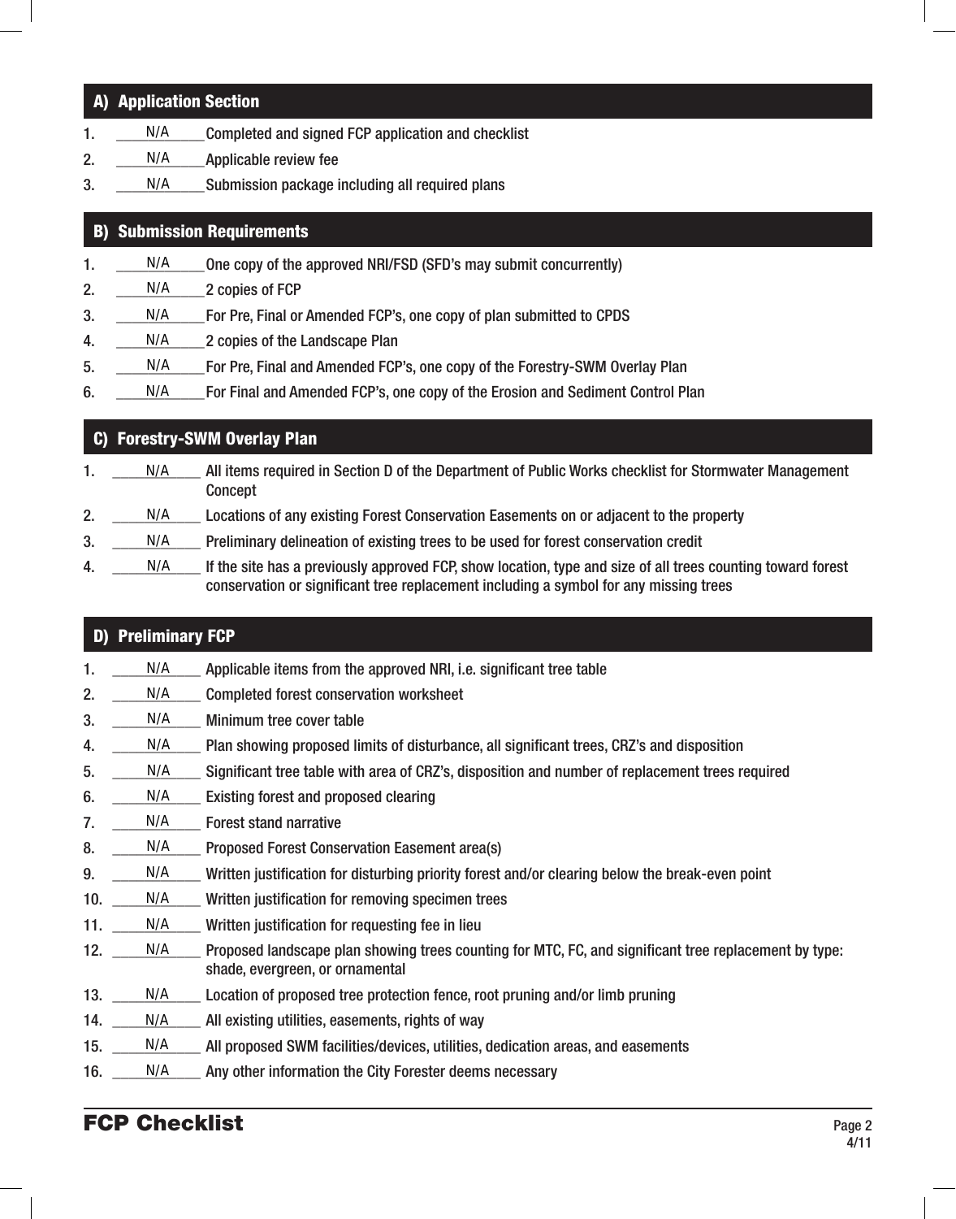## A) Application Section

1. N/A Completed and signed FCP application and checklist
2. N/A Applicable review fee
3. N/A Submission package including all required plans

## B) Submission Requirements

1. N/A One copy of the approved NRI/FSD (SFD's may submit concurrently)
2. N/A 2 copies of FCP
3. N/A For Pre, Final or Amended FCP's, one copy of plan submitted to CPDS
4. N/A 2 copies of the Landscape Plan
5. N/A For Pre, Final and Amended FCP's, one copy of the Forestry-SWM Overlay Plan
6. N/A For Final and Amended FCP's, one copy of the Erosion and Sediment Control Plan

## C) Forestry-SWM Overlay Plan

1. N/A All items required in Section D of the Department of Public Works checklist for Stormwater Management Concept
2. N/A Locations of any existing Forest Conservation Easements on or adjacent to the property
3. N/A Preliminary delineation of existing trees to be used for forest conservation credit
4. N/A If the site has a previously approved FCP, show location, type and size of all trees counting toward forest conservation or significant tree replacement including a symbol for any missing trees

## D) Preliminary FCP

1. N/A Applicable items from the approved NRI, i.e. significant tree table
2. N/A Completed forest conservation worksheet
3. N/A Minimum tree cover table
4. N/A Plan showing proposed limits of disturbance, all significant trees, CRZ's and disposition
5. N/A Significant tree table with area of CRZ's, disposition and number of replacement trees required
6. N/A Existing forest and proposed clearing
7. N/A Forest stand narrative
8. N/A Proposed Forest Conservation Easement area(s)
9. N/A Written justification for disturbing priority forest and/or clearing below the break-even point
10. N/A Written justification for removing specimen trees
11. N/A Written justification for requesting fee in lieu
12. N/A Proposed landscape plan showing trees counting for MTC, FC, and significant tree replacement by type: shade, evergreen, or ornamental
13. N/A Location of proposed tree protection fence, root pruning and/or limb pruning
14. N/A All existing utilities, easements, rights of way
15. N/A All proposed SWM facilities/devices, utilities, dedication areas, and easements
16. N/A Any other information the City Forester deems necessary

**FCP Checklist**

4/11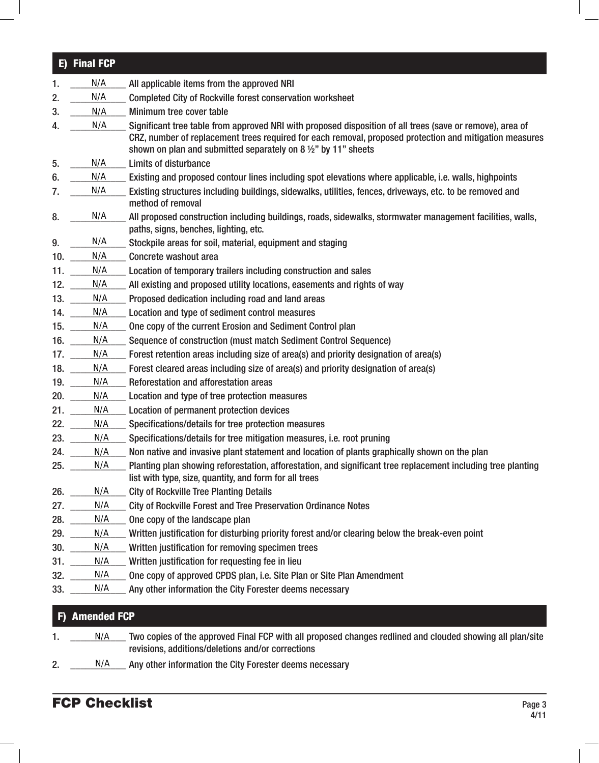## E) Final FCP

1. N/A All applicable items from the approved NRI
2. N/A Completed City of Rockville forest conservation worksheet
3. N/A Minimum tree cover table
4. N/A Significant tree table from approved NRI with proposed disposition of all trees (save or remove), area of CRZ, number of replacement trees required for each removal, proposed protection and mitigation measures shown on plan and submitted separately on 8 ½" by 11" sheets
5. N/A Limits of disturbance
6. N/A Existing and proposed contour lines including spot elevations where applicable, i.e. walls, highpoints
7. N/A Existing structures including buildings, sidewalks, utilities, fences, driveways, etc. to be removed and method of removal
8. N/A All proposed construction including buildings, roads, sidewalks, stormwater management facilities, walls, paths, signs, benches, lighting, etc.
9. N/A Stockpile areas for soil, material, equipment and staging
10. N/A Concrete washout area
11. N/A Location of temporary trailers including construction and sales
12. N/A All existing and proposed utility locations, easements and rights of way
13. N/A Proposed dedication including road and land areas
14. N/A Location and type of sediment control measures
15. N/A One copy of the current Erosion and Sediment Control plan
16. N/A Sequence of construction (must match Sediment Control Sequence)
17. N/A Forest retention areas including size of area(s) and priority designation of area(s)
18. N/A Forest cleared areas including size of area(s) and priority designation of area(s)
19. N/A Reforestation and afforestation areas
20. N/A Location and type of tree protection measures
21. N/A Location of permanent protection devices
22. N/A Specifications/details for tree protection measures
23. N/A Specifications/details for tree mitigation measures, i.e. root pruning
24. N/A Non native and invasive plant statement and location of plants graphically shown on the plan
25. N/A Planting plan showing reforestation, afforestation, and significant tree replacement including tree planting list with type, size, quantity, and form for all trees
26. N/A City of Rockville Tree Planting Details
27. N/A City of Rockville Forest and Tree Preservation Ordinance Notes
28. N/A One copy of the landscape plan
29. N/A Written justification for disturbing priority forest and/or clearing below the break-even point
30. N/A Written justification for removing specimen trees
31. N/A Written justification for requesting fee in lieu
32. N/A One copy of approved CPDS plan, i.e. Site Plan or Site Plan Amendment
33. N/A Any other information the City Forester deems necessary

## F) Amended FCP

1. N/A Two copies of the approved Final FCP with all proposed changes redlined and clouded showing all plan/site revisions, additions/deletions and/or corrections
2. N/A Any other information the City Forester deems necessary

**FCP Checklist**

4/11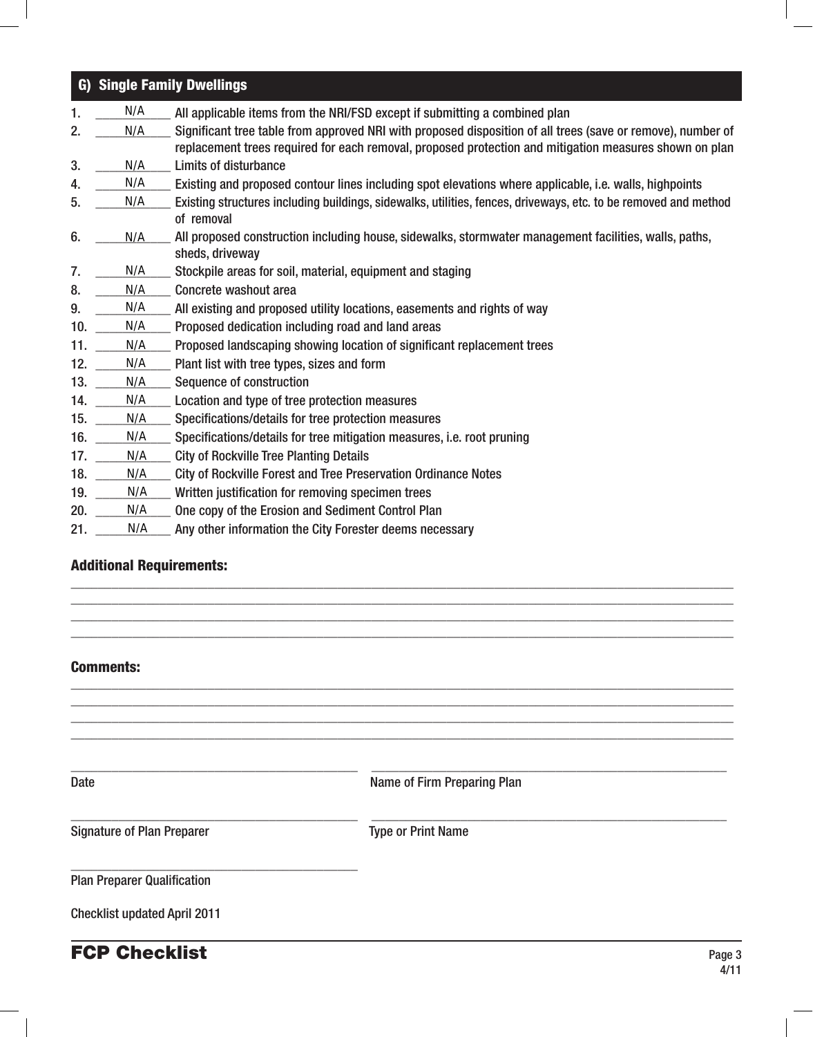## G) Single Family Dwellings

1. N/A All applicable items from the NRI/FSD except if submitting a combined plan
2. N/A Significant tree table from approved NRI with proposed disposition of all trees (save or remove), number of replacement trees required for each removal, proposed protection and mitigation measures shown on plan
3. N/A Limits of disturbance
4. N/A Existing and proposed contour lines including spot elevations where applicable, i.e. walls, highpoints
5. N/A Existing structures including buildings, sidewalks, utilities, fences, driveways, etc. to be removed and method of removal
6. N/A All proposed construction including house, sidewalks, stormwater management facilities, walls, paths, sheds, driveway
7. N/A Stockpile areas for soil, material, equipment and staging
8. N/A Concrete washout area
9. N/A All existing and proposed utility locations, easements and rights of way
10. N/A Proposed dedication including road and land areas
11. N/A Proposed landscaping showing location of significant replacement trees
12. N/A Plant list with tree types, sizes and form
13. N/A Sequence of construction
14. N/A Location and type of tree protection measures
15. N/A Specifications/details for tree protection measures
16. N/A Specifications/details for tree mitigation measures, i.e. root pruning
17. N/A City of Rockville Tree Planting Details
18. N/A City of Rockville Forest and Tree Preservation Ordinance Notes
19. N/A Written justification for removing specimen trees
20. N/A One copy of the Erosion and Sediment Control Plan
21. N/A Any other information the City Forester deems necessary

**Additional Requirements:**

**Comments:**

Date

Name of Firm Preparing Plan

Signature of Plan Preparer

Type or Print Name

Plan Preparer Qualification

Checklist updated April 2011

**FCP Checklist**